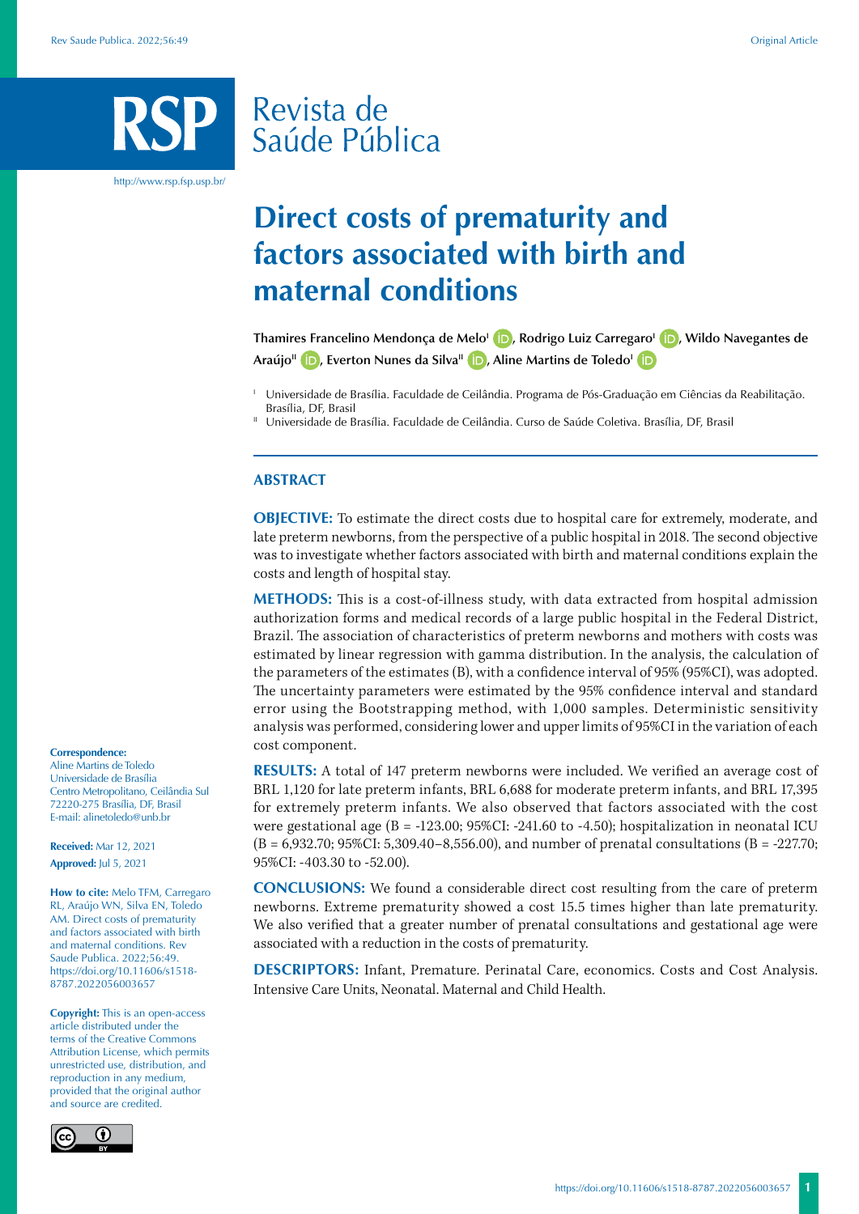# Direct costs of prematurity and factors associated with birth and maternal conditions

**Thamires Francelino Mendonça de Melo[I], Rodrigo Luiz Carregaro[I], Wildo Navegantes de Araújo[II], Everton Nunes da Silva[II], Aline Martins de Toledo[I]**

[I] Universidade de Brasília. Faculdade de Ceilândia. Programa de Pós-Graduação em Ciências da Reabilitação. Brasília, DF, Brasil

[II] Universidade de Brasília. Faculdade de Ceilândia. Curso de Saúde Coletiva. Brasília, DF, Brasil

## ABSTRACT

**OBJECTIVE:** To estimate the direct costs due to hospital care for extremely, moderate, and late preterm newborns, from the perspective of a public hospital in 2018. The second objective was to investigate whether factors associated with birth and maternal conditions explain the costs and length of hospital stay.

**METHODS:** This is a cost-of-illness study, with data extracted from hospital admission authorization forms and medical records of a large public hospital in the Federal District, Brazil. The association of characteristics of preterm newborns and mothers with costs was estimated by linear regression with gamma distribution. In the analysis, the calculation of the parameters of the estimates (B), with a confidence interval of 95% (95%CI), was adopted. The uncertainty parameters were estimated by the 95% confidence interval and standard error using the Bootstrapping method, with 1,000 samples. Deterministic sensitivity analysis was performed, considering lower and upper limits of 95%CI in the variation of each cost component.

**RESULTS:** A total of 147 preterm newborns were included. We verified an average cost of BRL 1,120 for late preterm infants, BRL 6,688 for moderate preterm infants, and BRL 17,395 for extremely preterm infants. We also observed that factors associated with the cost were gestational age (B = -123.00; 95%CI: -241.60 to -4.50); hospitalization in neonatal ICU (B = 6,932.70; 95%CI: 5,309.40–8,556.00), and number of prenatal consultations (B = -227.70; 95%CI: -403.30 to -52.00).

**CONCLUSIONS:** We found a considerable direct cost resulting from the care of preterm newborns. Extreme prematurity showed a cost 15.5 times higher than late prematurity. We also verified that a greater number of prenatal consultations and gestational age were associated with a reduction in the costs of prematurity.

**DESCRIPTORS:** Infant, Premature. Perinatal Care, economics. Costs and Cost Analysis. Intensive Care Units, Neonatal. Maternal and Child Health.

**Correspondence:**
Aline Martins de Toledo
Universidade de Brasília
Centro Metropolitano, Ceilândia Sul
72220-275 Brasília, DF, Brasil
E-mail: alinetoledo@unb.br

**Received:** Mar 12, 2021
**Approved:** Jul 5, 2021

**How to cite:** Melo TFM, Carregaro RL, Araújo WN, Silva EN, Toledo AM. Direct costs of prematurity and factors associated with birth and maternal conditions. Rev Saude Publica. 2022;56:49. https://doi.org/10.11606/s1518-8787.2022056003657

**Copyright:** This is an open-access article distributed under the terms of the Creative Commons Attribution License, which permits unrestricted use, distribution, and reproduction in any medium, provided that the original author and source are credited.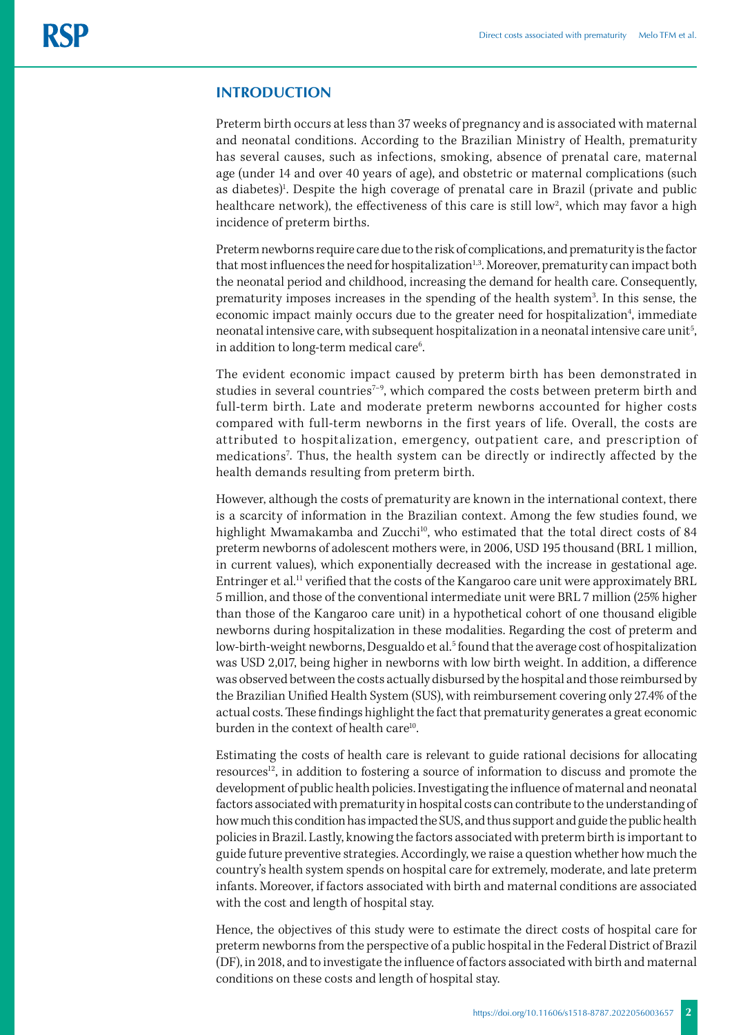## INTRODUCTION

Preterm birth occurs at less than 37 weeks of pregnancy and is associated with maternal and neonatal conditions. According to the Brazilian Ministry of Health, prematurity has several causes, such as infections, smoking, absence of prenatal care, maternal age (under 14 and over 40 years of age), and obstetric or maternal complications (such as diabetes)[1]. Despite the high coverage of prenatal care in Brazil (private and public healthcare network), the effectiveness of this care is still low[2], which may favor a high incidence of preterm births.

Preterm newborns require care due to the risk of complications, and prematurity is the factor that most influences the need for hospitalization[1,3]. Moreover, prematurity can impact both the neonatal period and childhood, increasing the demand for health care. Consequently, prematurity imposes increases in the spending of the health system[3]. In this sense, the economic impact mainly occurs due to the greater need for hospitalization[4], immediate neonatal intensive care, with subsequent hospitalization in a neonatal intensive care unit[5], in addition to long-term medical care[6].

The evident economic impact caused by preterm birth has been demonstrated in studies in several countries[7–9], which compared the costs between preterm birth and full-term birth. Late and moderate preterm newborns accounted for higher costs compared with full-term newborns in the first years of life. Overall, the costs are attributed to hospitalization, emergency, outpatient care, and prescription of medications[7]. Thus, the health system can be directly or indirectly affected by the health demands resulting from preterm birth.

However, although the costs of prematurity are known in the international context, there is a scarcity of information in the Brazilian context. Among the few studies found, we highlight Mwamakamba and Zucchi[10], who estimated that the total direct costs of 84 preterm newborns of adolescent mothers were, in 2006, USD 195 thousand (BRL 1 million, in current values), which exponentially decreased with the increase in gestational age. Entringer et al.[11] verified that the costs of the Kangaroo care unit were approximately BRL 5 million, and those of the conventional intermediate unit were BRL 7 million (25% higher than those of the Kangaroo care unit) in a hypothetical cohort of one thousand eligible newborns during hospitalization in these modalities. Regarding the cost of preterm and low-birth-weight newborns, Desgualdo et al.[5] found that the average cost of hospitalization was USD 2,017, being higher in newborns with low birth weight. In addition, a difference was observed between the costs actually disbursed by the hospital and those reimbursed by the Brazilian Unified Health System (SUS), with reimbursement covering only 27.4% of the actual costs. These findings highlight the fact that prematurity generates a great economic burden in the context of health care[10].

Estimating the costs of health care is relevant to guide rational decisions for allocating resources[12], in addition to fostering a source of information to discuss and promote the development of public health policies. Investigating the influence of maternal and neonatal factors associated with prematurity in hospital costs can contribute to the understanding of how much this condition has impacted the SUS, and thus support and guide the public health policies in Brazil. Lastly, knowing the factors associated with preterm birth is important to guide future preventive strategies. Accordingly, we raise a question whether how much the country's health system spends on hospital care for extremely, moderate, and late preterm infants. Moreover, if factors associated with birth and maternal conditions are associated with the cost and length of hospital stay.

Hence, the objectives of this study were to estimate the direct costs of hospital care for preterm newborns from the perspective of a public hospital in the Federal District of Brazil (DF), in 2018, and to investigate the influence of factors associated with birth and maternal conditions on these costs and length of hospital stay.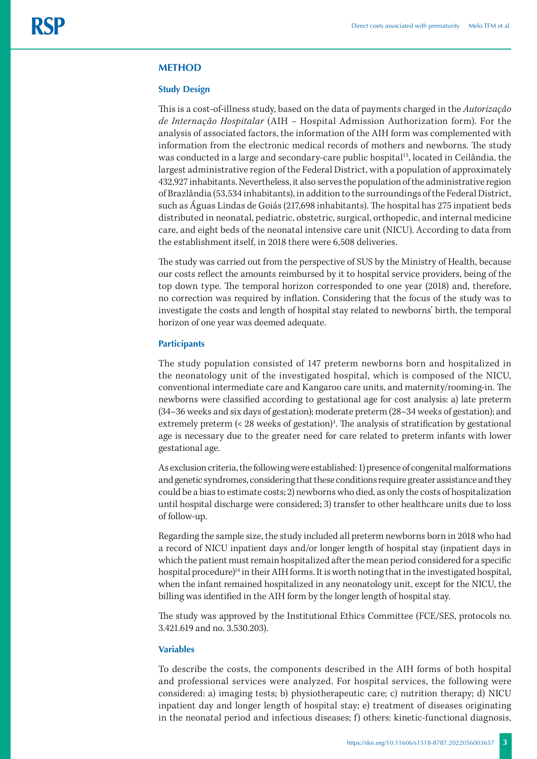## METHOD

### Study Design

This is a cost-of-illness study, based on the data of payments charged in the *Autorização de Internação Hospitalar* (AIH – Hospital Admission Authorization form). For the analysis of associated factors, the information of the AIH form was complemented with information from the electronic medical records of mothers and newborns. The study was conducted in a large and secondary-care public hospital[13], located in Ceilândia, the largest administrative region of the Federal District, with a population of approximately 432,927 inhabitants. Nevertheless, it also serves the population of the administrative region of Brazlândia (53,534 inhabitants), in addition to the surroundings of the Federal District, such as Águas Lindas de Goiás (217,698 inhabitants). The hospital has 275 inpatient beds distributed in neonatal, pediatric, obstetric, surgical, orthopedic, and internal medicine care, and eight beds of the neonatal intensive care unit (NICU). According to data from the establishment itself, in 2018 there were 6,508 deliveries.

The study was carried out from the perspective of SUS by the Ministry of Health, because our costs reflect the amounts reimbursed by it to hospital service providers, being of the top down type. The temporal horizon corresponded to one year (2018) and, therefore, no correction was required by inflation. Considering that the focus of the study was to investigate the costs and length of hospital stay related to newborns' birth, the temporal horizon of one year was deemed adequate.

### Participants

The study population consisted of 147 preterm newborns born and hospitalized in the neonatology unit of the investigated hospital, which is composed of the NICU, conventional intermediate care and Kangaroo care units, and maternity/rooming-in. The newborns were classified according to gestational age for cost analysis: a) late preterm (34–36 weeks and six days of gestation); moderate preterm (28–34 weeks of gestation); and extremely preterm (< 28 weeks of gestation)[3]. The analysis of stratification by gestational age is necessary due to the greater need for care related to preterm infants with lower gestational age.

As exclusion criteria, the following were established: 1) presence of congenital malformations and genetic syndromes, considering that these conditions require greater assistance and they could be a bias to estimate costs; 2) newborns who died, as only the costs of hospitalization until hospital discharge were considered; 3) transfer to other healthcare units due to loss of follow-up.

Regarding the sample size, the study included all preterm newborns born in 2018 who had a record of NICU inpatient days and/or longer length of hospital stay (inpatient days in which the patient must remain hospitalized after the mean period considered for a specific hospital procedure)[14] in their AIH forms. It is worth noting that in the investigated hospital, when the infant remained hospitalized in any neonatology unit, except for the NICU, the billing was identified in the AIH form by the longer length of hospital stay.

The study was approved by the Institutional Ethics Committee (FCE/SES, protocols no. 3.421.619 and no. 3.530.203).

### Variables

To describe the costs, the components described in the AIH forms of both hospital and professional services were analyzed. For hospital services, the following were considered: a) imaging tests; b) physiotherapeutic care; c) nutrition therapy; d) NICU inpatient day and longer length of hospital stay; e) treatment of diseases originating in the neonatal period and infectious diseases; f) others: kinetic-functional diagnosis,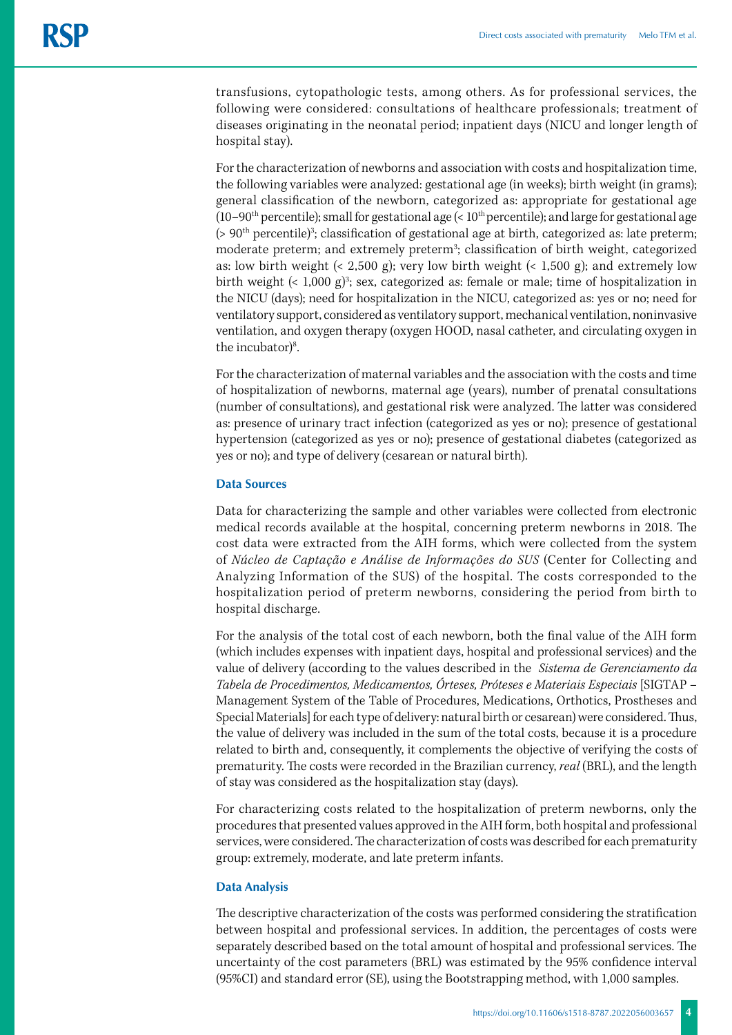transfusions, cytopathologic tests, among others. As for professional services, the following were considered: consultations of healthcare professionals; treatment of diseases originating in the neonatal period; inpatient days (NICU and longer length of hospital stay).

For the characterization of newborns and association with costs and hospitalization time, the following variables were analyzed: gestational age (in weeks); birth weight (in grams); general classification of the newborn, categorized as: appropriate for gestational age (10–90$^{th}$ percentile); small for gestational age (< 10$^{th}$ percentile); and large for gestational age (> 90$^{th}$ percentile)[3]; classification of gestational age at birth, categorized as: late preterm; moderate preterm; and extremely preterm[3]; classification of birth weight, categorized as: low birth weight (< 2,500 g); very low birth weight (< 1,500 g); and extremely low birth weight (< 1,000 g)[3]; sex, categorized as: female or male; time of hospitalization in the NICU (days); need for hospitalization in the NICU, categorized as: yes or no; need for ventilatory support, considered as ventilatory support, mechanical ventilation, noninvasive ventilation, and oxygen therapy (oxygen HOOD, nasal catheter, and circulating oxygen in the incubator)[8].

For the characterization of maternal variables and the association with the costs and time of hospitalization of newborns, maternal age (years), number of prenatal consultations (number of consultations), and gestational risk were analyzed. The latter was considered as: presence of urinary tract infection (categorized as yes or no); presence of gestational hypertension (categorized as yes or no); presence of gestational diabetes (categorized as yes or no); and type of delivery (cesarean or natural birth).

### Data Sources

Data for characterizing the sample and other variables were collected from electronic medical records available at the hospital, concerning preterm newborns in 2018. The cost data were extracted from the AIH forms, which were collected from the system of *Núcleo de Captação e Análise de Informações do SUS* (Center for Collecting and Analyzing Information of the SUS) of the hospital. The costs corresponded to the hospitalization period of preterm newborns, considering the period from birth to hospital discharge.

For the analysis of the total cost of each newborn, both the final value of the AIH form (which includes expenses with inpatient days, hospital and professional services) and the value of delivery (according to the values described in the *Sistema de Gerenciamento da Tabela de Procedimentos, Medicamentos, Órteses, Próteses e Materiais Especiais* [SIGTAP – Management System of the Table of Procedures, Medications, Orthotics, Prostheses and Special Materials] for each type of delivery: natural birth or cesarean) were considered. Thus, the value of delivery was included in the sum of the total costs, because it is a procedure related to birth and, consequently, it complements the objective of verifying the costs of prematurity. The costs were recorded in the Brazilian currency, *real* (BRL), and the length of stay was considered as the hospitalization stay (days).

For characterizing costs related to the hospitalization of preterm newborns, only the procedures that presented values approved in the AIH form, both hospital and professional services, were considered. The characterization of costs was described for each prematurity group: extremely, moderate, and late preterm infants.

### Data Analysis

The descriptive characterization of the costs was performed considering the stratification between hospital and professional services. In addition, the percentages of costs were separately described based on the total amount of hospital and professional services. The uncertainty of the cost parameters (BRL) was estimated by the 95% confidence interval (95%CI) and standard error (SE), using the Bootstrapping method, with 1,000 samples.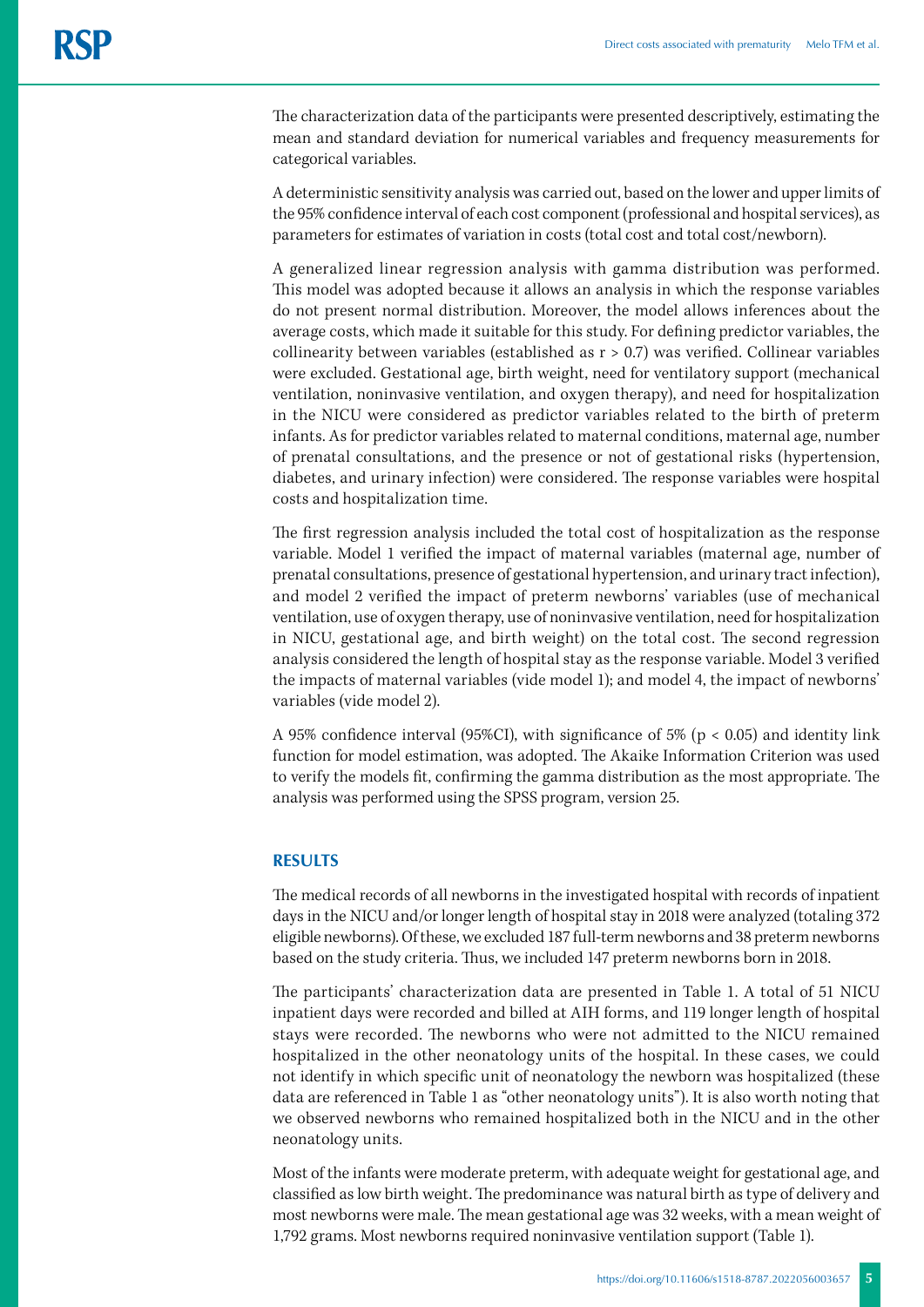The characterization data of the participants were presented descriptively, estimating the mean and standard deviation for numerical variables and frequency measurements for categorical variables.

A deterministic sensitivity analysis was carried out, based on the lower and upper limits of the 95% confidence interval of each cost component (professional and hospital services), as parameters for estimates of variation in costs (total cost and total cost/newborn).

A generalized linear regression analysis with gamma distribution was performed. This model was adopted because it allows an analysis in which the response variables do not present normal distribution. Moreover, the model allows inferences about the average costs, which made it suitable for this study. For defining predictor variables, the collinearity between variables (established as $r > 0.7$) was verified. Collinear variables were excluded. Gestational age, birth weight, need for ventilatory support (mechanical ventilation, noninvasive ventilation, and oxygen therapy), and need for hospitalization in the NICU were considered as predictor variables related to the birth of preterm infants. As for predictor variables related to maternal conditions, maternal age, number of prenatal consultations, and the presence or not of gestational risks (hypertension, diabetes, and urinary infection) were considered. The response variables were hospital costs and hospitalization time.

The first regression analysis included the total cost of hospitalization as the response variable. Model 1 verified the impact of maternal variables (maternal age, number of prenatal consultations, presence of gestational hypertension, and urinary tract infection), and model 2 verified the impact of preterm newborns' variables (use of mechanical ventilation, use of oxygen therapy, use of noninvasive ventilation, need for hospitalization in NICU, gestational age, and birth weight) on the total cost. The second regression analysis considered the length of hospital stay as the response variable. Model 3 verified the impacts of maternal variables (vide model 1); and model 4, the impact of newborns' variables (vide model 2).

A 95% confidence interval (95%CI), with significance of 5% ($p < 0.05$) and identity link function for model estimation, was adopted. The Akaike Information Criterion was used to verify the models fit, confirming the gamma distribution as the most appropriate. The analysis was performed using the SPSS program, version 25.

## RESULTS

The medical records of all newborns in the investigated hospital with records of inpatient days in the NICU and/or longer length of hospital stay in 2018 were analyzed (totaling 372 eligible newborns). Of these, we excluded 187 full-term newborns and 38 preterm newborns based on the study criteria. Thus, we included 147 preterm newborns born in 2018.

The participants' characterization data are presented in Table 1. A total of 51 NICU inpatient days were recorded and billed at AIH forms, and 119 longer length of hospital stays were recorded. The newborns who were not admitted to the NICU remained hospitalized in the other neonatology units of the hospital. In these cases, we could not identify in which specific unit of neonatology the newborn was hospitalized (these data are referenced in Table 1 as "other neonatology units"). It is also worth noting that we observed newborns who remained hospitalized both in the NICU and in the other neonatology units.

Most of the infants were moderate preterm, with adequate weight for gestational age, and classified as low birth weight. The predominance was natural birth as type of delivery and most newborns were male. The mean gestational age was 32 weeks, with a mean weight of 1,792 grams. Most newborns required noninvasive ventilation support (Table 1).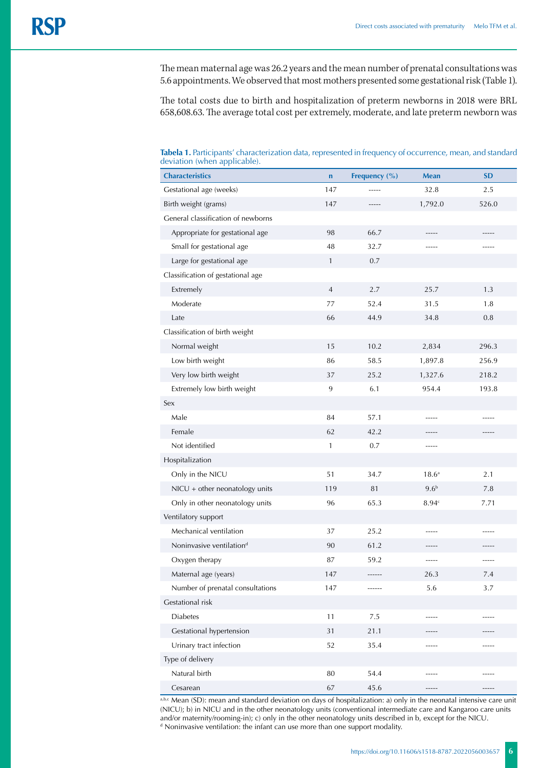The mean maternal age was 26.2 years and the mean number of prenatal consultations was 5.6 appointments. We observed that most mothers presented some gestational risk (Table 1).

The total costs due to birth and hospitalization of preterm newborns in 2018 were BRL 658,608.63. The average total cost per extremely, moderate, and late preterm newborn was

**Tabela 1.** Participants' characterization data, represented in frequency of occurrence, mean, and standard deviation (when applicable).

| Characteristics | n | Frequency (%) | Mean | SD |
|---|---|---|---|---|
| Gestational age (weeks) | 147 | ----- | 32.8 | 2.5 |
| Birth weight (grams) | 147 | ----- | 1,792.0 | 526.0 |
| General classification of newborns | | | | |
| Appropriate for gestational age | 98 | 66.7 | ----- | ----- |
| Small for gestational age | 48 | 32.7 | ----- | ----- |
| Large for gestational age | 1 | 0.7 | | |
| Classification of gestational age | | | | |
| Extremely | 4 | 2.7 | 25.7 | 1.3 |
| Moderate | 77 | 52.4 | 31.5 | 1.8 |
| Late | 66 | 44.9 | 34.8 | 0.8 |
| Classification of birth weight | | | | |
| Normal weight | 15 | 10.2 | 2,834 | 296.3 |
| Low birth weight | 86 | 58.5 | 1,897.8 | 256.9 |
| Very low birth weight | 37 | 25.2 | 1,327.6 | 218.2 |
| Extremely low birth weight | 9 | 6.1 | 954.4 | 193.8 |
| Sex | | | | |
| Male | 84 | 57.1 | ----- | ----- |
| Female | 62 | 42.2 | ----- | ----- |
| Not identified | 1 | 0.7 | ----- | |
| Hospitalization | | | | |
| Only in the NICU | 51 | 34.7 | 18.6[a] | 2.1 |
| NICU + other neonatology units | 119 | 81 | 9.6[b] | 7.8 |
| Only in other neonatology units | 96 | 65.3 | 8.94[c] | 7.71 |
| Ventilatory support | | | | |
| Mechanical ventilation | 37 | 25.2 | ----- | ----- |
| Noninvasive ventilation[d] | 90 | 61.2 | ----- | ----- |
| Oxygen therapy | 87 | 59.2 | ----- | ----- |
| Maternal age (years) | 147 | ------ | 26.3 | 7.4 |
| Number of prenatal consultations | 147 | ------ | 5.6 | 3.7 |
| Gestational risk | | | | |
| Diabetes | 11 | 7.5 | ----- | ----- |
| Gestational hypertension | 31 | 21.1 | ----- | ----- |
| Urinary tract infection | 52 | 35.4 | ----- | ----- |
| Type of delivery | | | | |
| Natural birth | 80 | 54.4 | ----- | ----- |
| Cesarean | 67 | 45.6 | ----- | ----- |

[a,b,c] Mean (SD): mean and standard deviation on days of hospitalization: a) only in the neonatal intensive care unit (NICU); b) in NICU and in the other neonatology units (conventional intermediate care and Kangaroo care units and/or maternity/rooming-in); c) only in the other neonatology units described in b, except for the NICU.
[d] Noninvasive ventilation: the infant can use more than one support modality.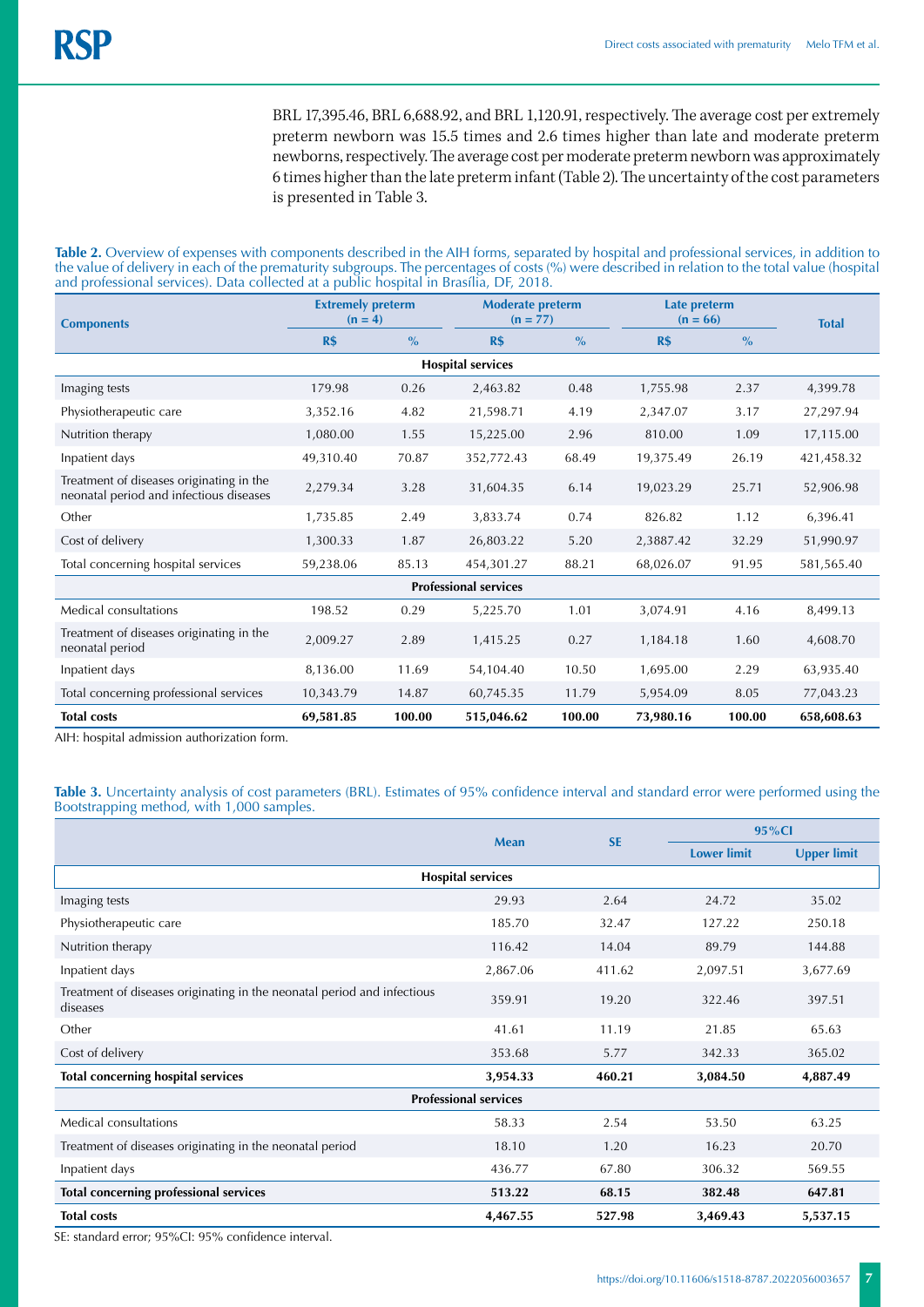BRL 17,395.46, BRL 6,688.92, and BRL 1,120.91, respectively. The average cost per extremely preterm newborn was 15.5 times and 2.6 times higher than late and moderate preterm newborns, respectively. The average cost per moderate preterm newborn was approximately 6 times higher than the late preterm infant (Table 2). The uncertainty of the cost parameters is presented in Table 3.

**Table 2.** Overview of expenses with components described in the AIH forms, separated by hospital and professional services, in addition to the value of delivery in each of the prematurity subgroups. The percentages of costs (%) were described in relation to the total value (hospital and professional services). Data collected at a public hospital in Brasília, DF, 2018.

| Components | Extremely preterm (n = 4) | | Moderate preterm (n = 77) | | Late preterm (n = 66) | | Total |
|---|---|---|---|---|---|---|---|
| | R$ | % | R$ | % | R$ | % | |
| **Hospital services** | | | | | | | |
| Imaging tests | 179.98 | 0.26 | 2,463.82 | 0.48 | 1,755.98 | 2.37 | 4,399.78 |
| Physiotherapeutic care | 3,352.16 | 4.82 | 21,598.71 | 4.19 | 2,347.07 | 3.17 | 27,297.94 |
| Nutrition therapy | 1,080.00 | 1.55 | 15,225.00 | 2.96 | 810.00 | 1.09 | 17,115.00 |
| Inpatient days | 49,310.40 | 70.87 | 352,772.43 | 68.49 | 19,375.49 | 26.19 | 421,458.32 |
| Treatment of diseases originating in the neonatal period and infectious diseases | 2,279.34 | 3.28 | 31,604.35 | 6.14 | 19,023.29 | 25.71 | 52,906.98 |
| Other | 1,735.85 | 2.49 | 3,833.74 | 0.74 | 826.82 | 1.12 | 6,396.41 |
| Cost of delivery | 1,300.33 | 1.87 | 26,803.22 | 5.20 | 2,3887.42 | 32.29 | 51,990.97 |
| Total concerning hospital services | 59,238.06 | 85.13 | 454,301.27 | 88.21 | 68,026.07 | 91.95 | 581,565.40 |
| **Professional services** | | | | | | | |
| Medical consultations | 198.52 | 0.29 | 5,225.70 | 1.01 | 3,074.91 | 4.16 | 8,499.13 |
| Treatment of diseases originating in the neonatal period | 2,009.27 | 2.89 | 1,415.25 | 0.27 | 1,184.18 | 1.60 | 4,608.70 |
| Inpatient days | 8,136.00 | 11.69 | 54,104.40 | 10.50 | 1,695.00 | 2.29 | 63,935.40 |
| Total concerning professional services | 10,343.79 | 14.87 | 60,745.35 | 11.79 | 5,954.09 | 8.05 | 77,043.23 |
| **Total costs** | **69,581.85** | **100.00** | **515,046.62** | **100.00** | **73,980.16** | **100.00** | **658,608.63** |

AIH: hospital admission authorization form.

**Table 3.** Uncertainty analysis of cost parameters (BRL). Estimates of 95% confidence interval and standard error were performed using the Bootstrapping method, with 1,000 samples.

| | Mean | SE | 95%CI | |
|---|---|---|---|---|
| | | | Lower limit | Upper limit |
| **Hospital services** | | | | |
| Imaging tests | 29.93 | 2.64 | 24.72 | 35.02 |
| Physiotherapeutic care | 185.70 | 32.47 | 127.22 | 250.18 |
| Nutrition therapy | 116.42 | 14.04 | 89.79 | 144.88 |
| Inpatient days | 2,867.06 | 411.62 | 2,097.51 | 3,677.69 |
| Treatment of diseases originating in the neonatal period and infectious diseases | 359.91 | 19.20 | 322.46 | 397.51 |
| Other | 41.61 | 11.19 | 21.85 | 65.63 |
| Cost of delivery | 353.68 | 5.77 | 342.33 | 365.02 |
| **Total concerning hospital services** | **3,954.33** | **460.21** | **3,084.50** | **4,887.49** |
| **Professional services** | | | | |
| Medical consultations | 58.33 | 2.54 | 53.50 | 63.25 |
| Treatment of diseases originating in the neonatal period | 18.10 | 1.20 | 16.23 | 20.70 |
| Inpatient days | 436.77 | 67.80 | 306.32 | 569.55 |
| **Total concerning professional services** | **513.22** | **68.15** | **382.48** | **647.81** |
| **Total costs** | **4,467.55** | **527.98** | **3,469.43** | **5,537.15** |

SE: standard error; 95%CI: 95% confidence interval.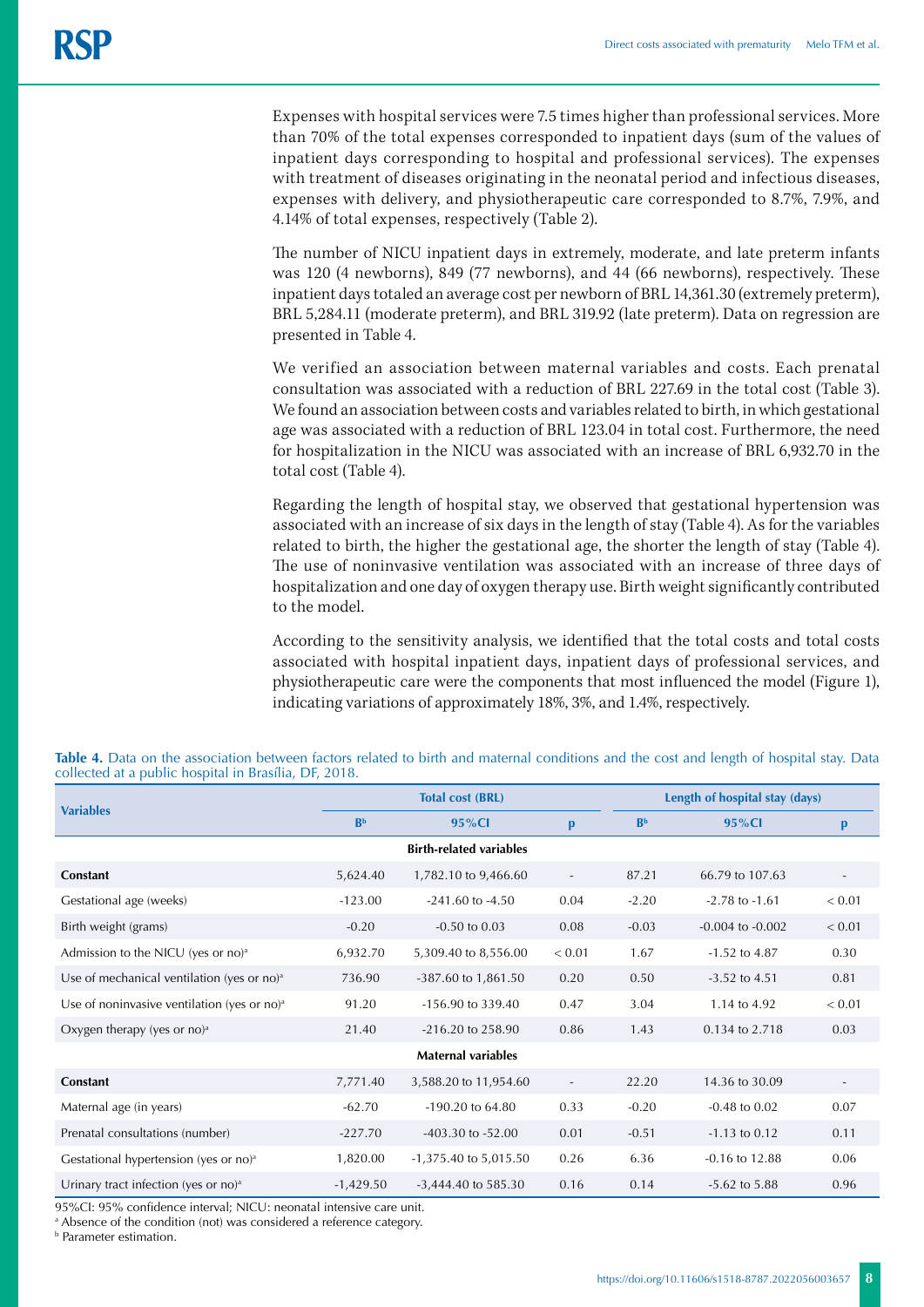Expenses with hospital services were 7.5 times higher than professional services. More than 70% of the total expenses corresponded to inpatient days (sum of the values of inpatient days corresponding to hospital and professional services). The expenses with treatment of diseases originating in the neonatal period and infectious diseases, expenses with delivery, and physiotherapeutic care corresponded to 8.7%, 7.9%, and 4.14% of total expenses, respectively (Table 2).

The number of NICU inpatient days in extremely, moderate, and late preterm infants was 120 (4 newborns), 849 (77 newborns), and 44 (66 newborns), respectively. These inpatient days totaled an average cost per newborn of BRL 14,361.30 (extremely preterm), BRL 5,284.11 (moderate preterm), and BRL 319.92 (late preterm). Data on regression are presented in Table 4.

We verified an association between maternal variables and costs. Each prenatal consultation was associated with a reduction of BRL 227.69 in the total cost (Table 3). We found an association between costs and variables related to birth, in which gestational age was associated with a reduction of BRL 123.04 in total cost. Furthermore, the need for hospitalization in the NICU was associated with an increase of BRL 6,932.70 in the total cost (Table 4).

Regarding the length of hospital stay, we observed that gestational hypertension was associated with an increase of six days in the length of stay (Table 4). As for the variables related to birth, the higher the gestational age, the shorter the length of stay (Table 4). The use of noninvasive ventilation was associated with an increase of three days of hospitalization and one day of oxygen therapy use. Birth weight significantly contributed to the model.

According to the sensitivity analysis, we identified that the total costs and total costs associated with hospital inpatient days, inpatient days of professional services, and physiotherapeutic care were the components that most influenced the model (Figure 1), indicating variations of approximately 18%, 3%, and 1.4%, respectively.

**Table 4.** Data on the association between factors related to birth and maternal conditions and the cost and length of hospital stay. Data collected at a public hospital in Brasília, DF, 2018.

| Variables | Total cost (BRL) | | | Length of hospital stay (days) | | |
|---|---|---|---|---|---|---|
| | B[b] | 95%CI | p | B[b] | 95%CI | p |
| **Birth-related variables** | | | | | | |
| **Constant** | 5,624.40 | 1,782.10 to 9,466.60 | - | 87.21 | 66.79 to 107.63 | - |
| Gestational age (weeks) | -123.00 | -241.60 to -4.50 | 0.04 | -2.20 | -2.78 to -1.61 | < 0.01 |
| Birth weight (grams) | -0.20 | -0.50 to 0.03 | 0.08 | -0.03 | -0.004 to -0.002 | < 0.01 |
| Admission to the NICU (yes or no)[a] | 6,932.70 | 5,309.40 to 8,556.00 | < 0.01 | 1.67 | -1.52 to 4.87 | 0.30 |
| Use of mechanical ventilation (yes or no)[a] | 736.90 | -387.60 to 1,861.50 | 0.20 | 0.50 | -3.52 to 4.51 | 0.81 |
| Use of noninvasive ventilation (yes or no)[a] | 91.20 | -156.90 to 339.40 | 0.47 | 3.04 | 1.14 to 4.92 | < 0.01 |
| Oxygen therapy (yes or no)[a] | 21.40 | -216.20 to 258.90 | 0.86 | 1.43 | 0.134 to 2.718 | 0.03 |
| **Maternal variables** | | | | | | |
| **Constant** | 7,771.40 | 3,588.20 to 11,954.60 | - | 22.20 | 14.36 to 30.09 | - |
| Maternal age (in years) | -62.70 | -190.20 to 64.80 | 0.33 | -0.20 | -0.48 to 0.02 | 0.07 |
| Prenatal consultations (number) | -227.70 | -403.30 to -52.00 | 0.01 | -0.51 | -1.13 to 0.12 | 0.11 |
| Gestational hypertension (yes or no)[a] | 1,820.00 | -1,375.40 to 5,015.50 | 0.26 | 6.36 | -0.16 to 12.88 | 0.06 |
| Urinary tract infection (yes or no)[a] | -1,429.50 | -3,444.40 to 585.30 | 0.16 | 0.14 | -5.62 to 5.88 | 0.96 |

95%CI: 95% confidence interval; NICU: neonatal intensive care unit.
[a] Absence of the condition (not) was considered a reference category.
[b] Parameter estimation.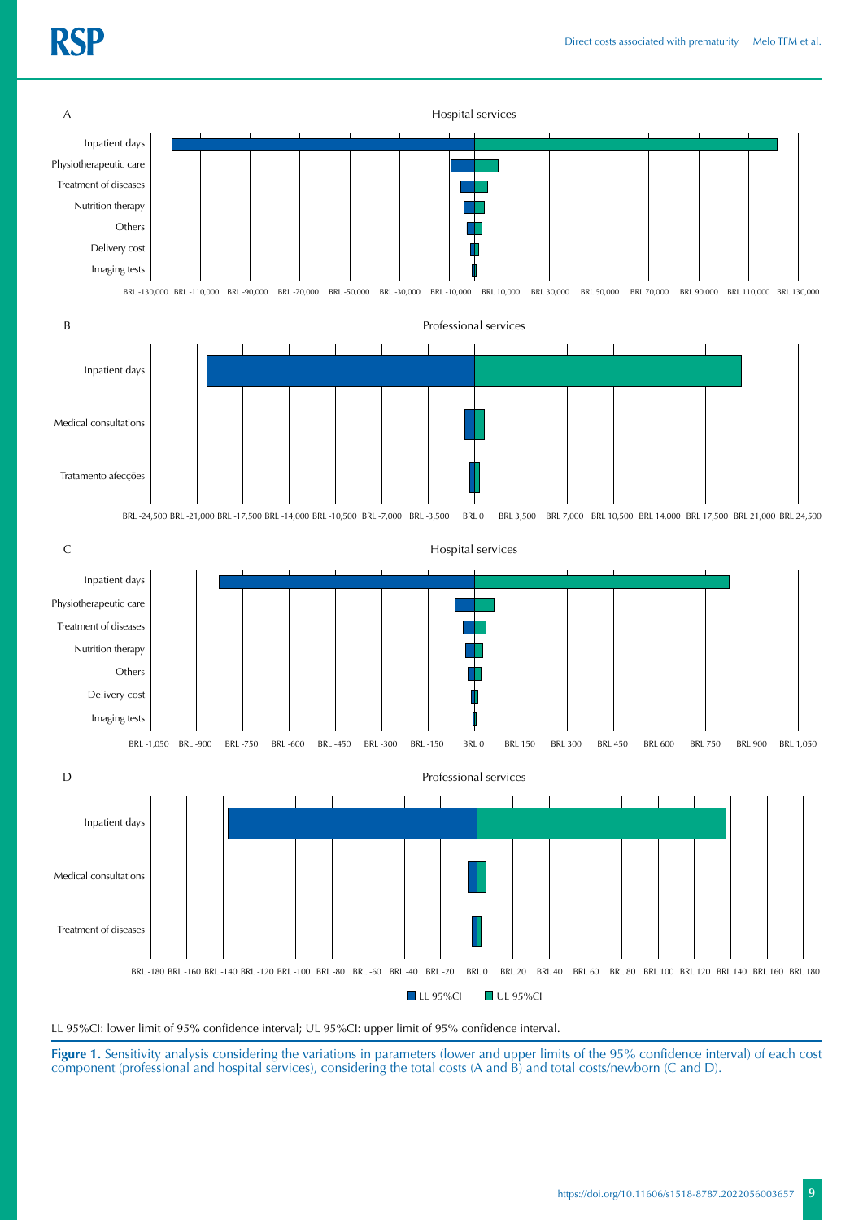LL 95%CI: lower limit of 95% confidence interval; UL 95%CI: upper limit of 95% confidence interval.

**Figure 1.** Sensitivity analysis considering the variations in parameters (lower and upper limits of the 95% confidence interval) of each cost component (professional and hospital services), considering the total costs (A and B) and total costs/newborn (C and D).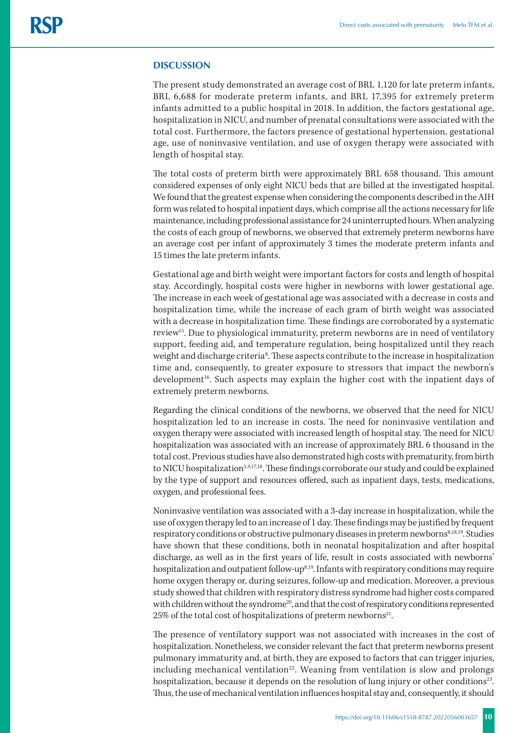## DISCUSSION

The present study demonstrated an average cost of BRL 1,120 for late preterm infants, BRL 6,688 for moderate preterm infants, and BRL 17,395 for extremely preterm infants admitted to a public hospital in 2018. In addition, the factors gestational age, hospitalization in NICU, and number of prenatal consultations were associated with the total cost. Furthermore, the factors presence of gestational hypertension, gestational age, use of noninvasive ventilation, and use of oxygen therapy were associated with length of hospital stay.

The total costs of preterm birth were approximately BRL 658 thousand. This amount considered expenses of only eight NICU beds that are billed at the investigated hospital. We found that the greatest expense when considering the components described in the AIH form was related to hospital inpatient days, which comprise all the actions necessary for life maintenance, including professional assistance for 24 uninterrupted hours. When analyzing the costs of each group of newborns, we observed that extremely preterm newborns have an average cost per infant of approximately 3 times the moderate preterm infants and 15 times the late preterm infants.

Gestational age and birth weight were important factors for costs and length of hospital stay. Accordingly, hospital costs were higher in newborns with lower gestational age. The increase in each week of gestational age was associated with a decrease in costs and hospitalization time, while the increase of each gram of birth weight was associated with a decrease in hospitalization time. These findings are corroborated by a systematic review[15]. Due to physiological immaturity, preterm newborns are in need of ventilatory support, feeding aid, and temperature regulation, being hospitalized until they reach weight and discharge criteria[8]. These aspects contribute to the increase in hospitalization time and, consequently, to greater exposure to stressors that impact the newborn's development[16]. Such aspects may explain the higher cost with the inpatient days of extremely preterm newborns.

Regarding the clinical conditions of the newborns, we observed that the need for NICU hospitalization led to an increase in costs. The need for noninvasive ventilation and oxygen therapy were associated with increased length of hospital stay. The need for NICU hospitalization was associated with an increase of approximately BRL 6 thousand in the total cost. Previous studies have also demonstrated high costs with prematurity, from birth to NICU hospitalization[5,9,17,18]. These findings corroborate our study and could be explained by the type of support and resources offered, such as inpatient days, tests, medications, oxygen, and professional fees.

Noninvasive ventilation was associated with a 3-day increase in hospitalization, while the use of oxygen therapy led to an increase of 1 day. These findings may be justified by frequent respiratory conditions or obstructive pulmonary diseases in preterm newborns[8,18,19]. Studies have shown that these conditions, both in neonatal hospitalization and after hospital discharge, as well as in the first years of life, result in costs associated with newborns' hospitalization and outpatient follow-up[8,19]. Infants with respiratory conditions may require home oxygen therapy or, during seizures, follow-up and medication. Moreover, a previous study showed that children with respiratory distress syndrome had higher costs compared with children without the syndrome[20], and that the cost of respiratory conditions represented 25% of the total cost of hospitalizations of preterm newborns[21].

The presence of ventilatory support was not associated with increases in the cost of hospitalization. Nonetheless, we consider relevant the fact that preterm newborns present pulmonary immaturity and, at birth, they are exposed to factors that can trigger injuries, including mechanical ventilation[22]. Weaning from ventilation is slow and prolongs hospitalization, because it depends on the resolution of lung injury or other conditions[23]. Thus, the use of mechanical ventilation influences hospital stay and, consequently, it should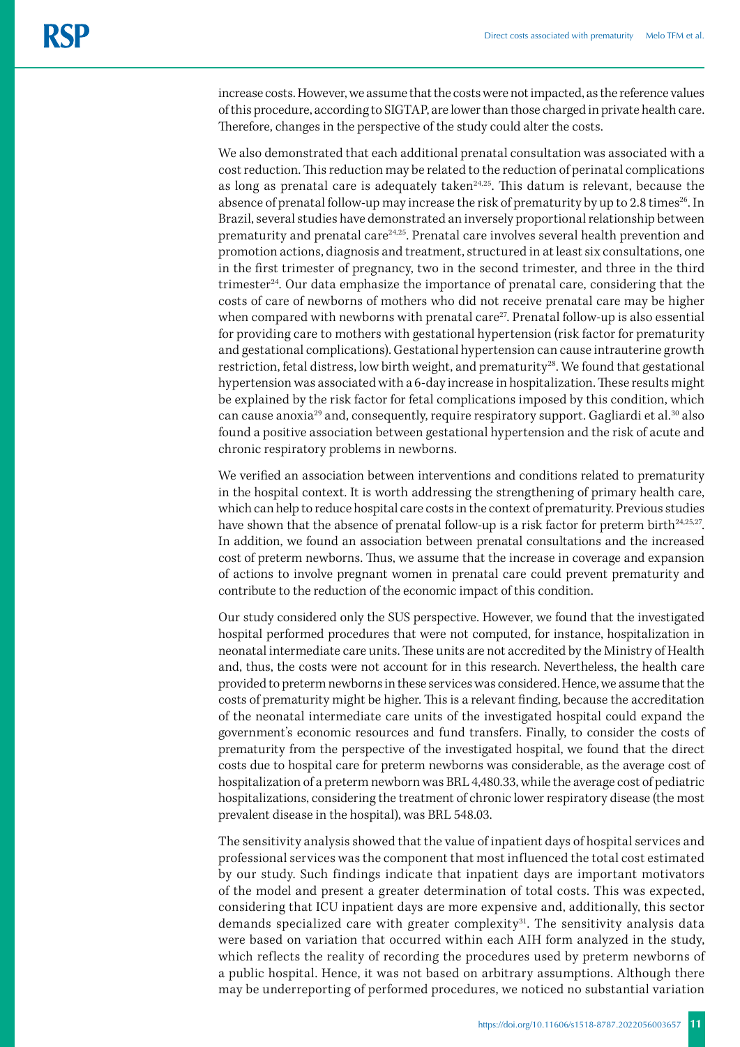increase costs. However, we assume that the costs were not impacted, as the reference values of this procedure, according to SIGTAP, are lower than those charged in private health care. Therefore, changes in the perspective of the study could alter the costs.

We also demonstrated that each additional prenatal consultation was associated with a cost reduction. This reduction may be related to the reduction of perinatal complications as long as prenatal care is adequately taken[24,25]. This datum is relevant, because the absence of prenatal follow-up may increase the risk of prematurity by up to 2.8 times[26]. In Brazil, several studies have demonstrated an inversely proportional relationship between prematurity and prenatal care[24,25]. Prenatal care involves several health prevention and promotion actions, diagnosis and treatment, structured in at least six consultations, one in the first trimester of pregnancy, two in the second trimester, and three in the third trimester[24]. Our data emphasize the importance of prenatal care, considering that the costs of care of newborns of mothers who did not receive prenatal care may be higher when compared with newborns with prenatal care[27]. Prenatal follow-up is also essential for providing care to mothers with gestational hypertension (risk factor for prematurity and gestational complications). Gestational hypertension can cause intrauterine growth restriction, fetal distress, low birth weight, and prematurity[28]. We found that gestational hypertension was associated with a 6-day increase in hospitalization. These results might be explained by the risk factor for fetal complications imposed by this condition, which can cause anoxia[29] and, consequently, require respiratory support. Gagliardi et al.[30] also found a positive association between gestational hypertension and the risk of acute and chronic respiratory problems in newborns.

We verified an association between interventions and conditions related to prematurity in the hospital context. It is worth addressing the strengthening of primary health care, which can help to reduce hospital care costs in the context of prematurity. Previous studies have shown that the absence of prenatal follow-up is a risk factor for preterm birth[24,25,27]. In addition, we found an association between prenatal consultations and the increased cost of preterm newborns. Thus, we assume that the increase in coverage and expansion of actions to involve pregnant women in prenatal care could prevent prematurity and contribute to the reduction of the economic impact of this condition.

Our study considered only the SUS perspective. However, we found that the investigated hospital performed procedures that were not computed, for instance, hospitalization in neonatal intermediate care units. These units are not accredited by the Ministry of Health and, thus, the costs were not account for in this research. Nevertheless, the health care provided to preterm newborns in these services was considered. Hence, we assume that the costs of prematurity might be higher. This is a relevant finding, because the accreditation of the neonatal intermediate care units of the investigated hospital could expand the government's economic resources and fund transfers. Finally, to consider the costs of prematurity from the perspective of the investigated hospital, we found that the direct costs due to hospital care for preterm newborns was considerable, as the average cost of hospitalization of a preterm newborn was BRL 4,480.33, while the average cost of pediatric hospitalizations, considering the treatment of chronic lower respiratory disease (the most prevalent disease in the hospital), was BRL 548.03.

The sensitivity analysis showed that the value of inpatient days of hospital services and professional services was the component that most influenced the total cost estimated by our study. Such findings indicate that inpatient days are important motivators of the model and present a greater determination of total costs. This was expected, considering that ICU inpatient days are more expensive and, additionally, this sector demands specialized care with greater complexity[31]. The sensitivity analysis data were based on variation that occurred within each AIH form analyzed in the study, which reflects the reality of recording the procedures used by preterm newborns of a public hospital. Hence, it was not based on arbitrary assumptions. Although there may be underreporting of performed procedures, we noticed no substantial variation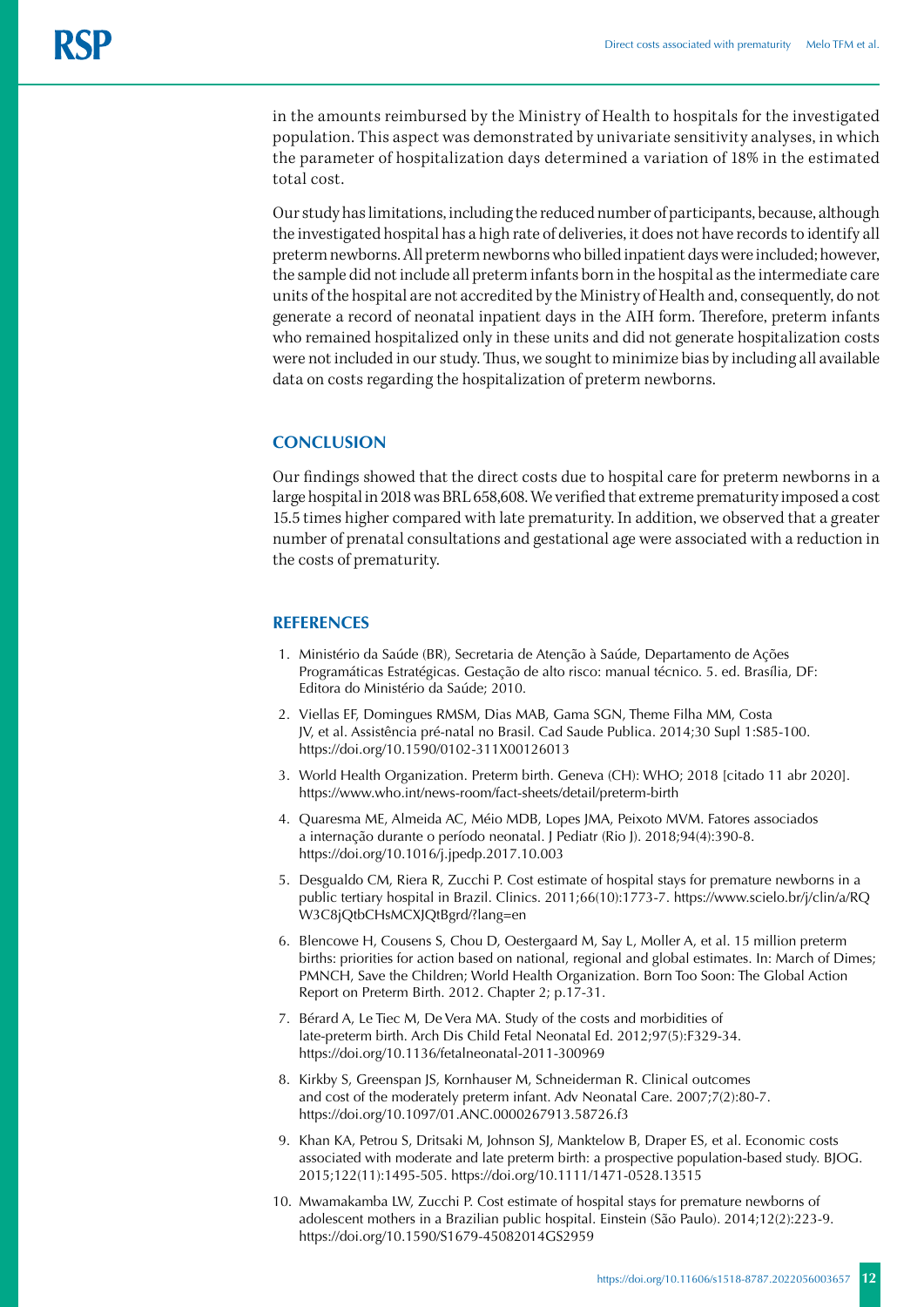in the amounts reimbursed by the Ministry of Health to hospitals for the investigated population. This aspect was demonstrated by univariate sensitivity analyses, in which the parameter of hospitalization days determined a variation of 18% in the estimated total cost.

Our study has limitations, including the reduced number of participants, because, although the investigated hospital has a high rate of deliveries, it does not have records to identify all preterm newborns. All preterm newborns who billed inpatient days were included; however, the sample did not include all preterm infants born in the hospital as the intermediate care units of the hospital are not accredited by the Ministry of Health and, consequently, do not generate a record of neonatal inpatient days in the AIH form. Therefore, preterm infants who remained hospitalized only in these units and did not generate hospitalization costs were not included in our study. Thus, we sought to minimize bias by including all available data on costs regarding the hospitalization of preterm newborns.

## CONCLUSION

Our findings showed that the direct costs due to hospital care for preterm newborns in a large hospital in 2018 was BRL 658,608. We verified that extreme prematurity imposed a cost 15.5 times higher compared with late prematurity. In addition, we observed that a greater number of prenatal consultations and gestational age were associated with a reduction in the costs of prematurity.

## REFERENCES

1. Ministério da Saúde (BR), Secretaria de Atenção à Saúde, Departamento de Ações Programáticas Estratégicas. Gestação de alto risco: manual técnico. 5. ed. Brasília, DF: Editora do Ministério da Saúde; 2010.
2. Viellas EF, Domingues RMSM, Dias MAB, Gama SGN, Theme Filha MM, Costa JV, et al. Assistência pré-natal no Brasil. Cad Saude Publica. 2014;30 Supl 1:S85-100. https://doi.org/10.1590/0102-311X00126013
3. World Health Organization. Preterm birth. Geneva (CH): WHO; 2018 [citado 11 abr 2020]. https://www.who.int/news-room/fact-sheets/detail/preterm-birth
4. Quaresma ME, Almeida AC, Méio MDB, Lopes JMA, Peixoto MVM. Fatores associados a internação durante o período neonatal. J Pediatr (Rio J). 2018;94(4):390-8. https://doi.org/10.1016/j.jpedp.2017.10.003
5. Desgualdo CM, Riera R, Zucchi P. Cost estimate of hospital stays for premature newborns in a public tertiary hospital in Brazil. Clinics. 2011;66(10):1773-7. https://www.scielo.br/j/clin/a/RQW3C8jQtbCHsMCXJQtBgrd/?lang=en
6. Blencowe H, Cousens S, Chou D, Oestergaard M, Say L, Moller A, et al. 15 million preterm births: priorities for action based on national, regional and global estimates. In: March of Dimes; PMNCH, Save the Children; World Health Organization. Born Too Soon: The Global Action Report on Preterm Birth. 2012. Chapter 2; p.17-31.
7. Bérard A, Le Tiec M, De Vera MA. Study of the costs and morbidities of late-preterm birth. Arch Dis Child Fetal Neonatal Ed. 2012;97(5):F329-34. https://doi.org/10.1136/fetalneonatal-2011-300969
8. Kirkby S, Greenspan JS, Kornhauser M, Schneiderman R. Clinical outcomes and cost of the moderately preterm infant. Adv Neonatal Care. 2007;7(2):80-7. https://doi.org/10.1097/01.ANC.0000267913.58726.f3
9. Khan KA, Petrou S, Dritsaki M, Johnson SJ, Manktelow B, Draper ES, et al. Economic costs associated with moderate and late preterm birth: a prospective population-based study. BJOG. 2015;122(11):1495-505. https://doi.org/10.1111/1471-0528.13515
10. Mwamakamba LW, Zucchi P. Cost estimate of hospital stays for premature newborns of adolescent mothers in a Brazilian public hospital. Einstein (São Paulo). 2014;12(2):223-9. https://doi.org/10.1590/S1679-45082014GS2959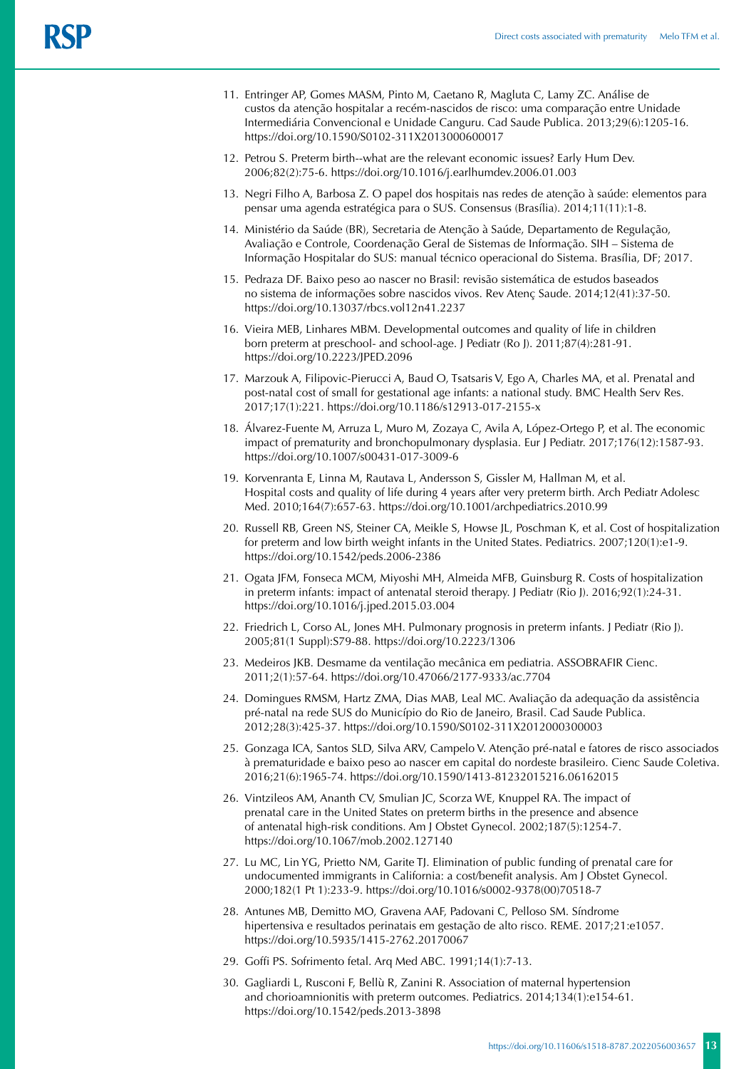11. Entringer AP, Gomes MASM, Pinto M, Caetano R, Magluta C, Lamy ZC. Análise de custos da atenção hospitalar a recém-nascidos de risco: uma comparação entre Unidade Intermediária Convencional e Unidade Canguru. Cad Saude Publica. 2013;29(6):1205-16. https://doi.org/10.1590/S0102-311X2013000600017

12. Petrou S. Preterm birth--what are the relevant economic issues? Early Hum Dev. 2006;82(2):75-6. https://doi.org/10.1016/j.earlhumdev.2006.01.003

13. Negri Filho A, Barbosa Z. O papel dos hospitais nas redes de atenção à saúde: elementos para pensar uma agenda estratégica para o SUS. Consensus (Brasília). 2014;11(11):1-8.

14. Ministério da Saúde (BR), Secretaria de Atenção à Saúde, Departamento de Regulação, Avaliação e Controle, Coordenação Geral de Sistemas de Informação. SIH – Sistema de Informação Hospitalar do SUS: manual técnico operacional do Sistema. Brasília, DF; 2017.

15. Pedraza DF. Baixo peso ao nascer no Brasil: revisão sistemática de estudos baseados no sistema de informações sobre nascidos vivos. Rev Atenç Saude. 2014;12(41):37-50. https://doi.org/10.13037/rbcs.vol12n41.2237

16. Vieira MEB, Linhares MBM. Developmental outcomes and quality of life in children born preterm at preschool- and school-age. J Pediatr (Ro J). 2011;87(4):281-91. https://doi.org/10.2223/JPED.2096

17. Marzouk A, Filipovic-Pierucci A, Baud O, Tsatsaris V, Ego A, Charles MA, et al. Prenatal and post-natal cost of small for gestational age infants: a national study. BMC Health Serv Res. 2017;17(1):221. https://doi.org/10.1186/s12913-017-2155-x

18. Álvarez-Fuente M, Arruza L, Muro M, Zozaya C, Avila A, López-Ortego P, et al. The economic impact of prematurity and bronchopulmonary dysplasia. Eur J Pediatr. 2017;176(12):1587-93. https://doi.org/10.1007/s00431-017-3009-6

19. Korvenranta E, Linna M, Rautava L, Andersson S, Gissler M, Hallman M, et al. Hospital costs and quality of life during 4 years after very preterm birth. Arch Pediatr Adolesc Med. 2010;164(7):657-63. https://doi.org/10.1001/archpediatrics.2010.99

20. Russell RB, Green NS, Steiner CA, Meikle S, Howse JL, Poschman K, et al. Cost of hospitalization for preterm and low birth weight infants in the United States. Pediatrics. 2007;120(1):e1-9. https://doi.org/10.1542/peds.2006-2386

21. Ogata JFM, Fonseca MCM, Miyoshi MH, Almeida MFB, Guinsburg R. Costs of hospitalization in preterm infants: impact of antenatal steroid therapy. J Pediatr (Rio J). 2016;92(1):24-31. https://doi.org/10.1016/j.jped.2015.03.004

22. Friedrich L, Corso AL, Jones MH. Pulmonary prognosis in preterm infants. J Pediatr (Rio J). 2005;81(1 Suppl):S79-88. https://doi.org/10.2223/1306

23. Medeiros JKB. Desmame da ventilação mecânica em pediatria. ASSOBRAFIR Cienc. 2011;2(1):57-64. https://doi.org/10.47066/2177-9333/ac.7704

24. Domingues RMSM, Hartz ZMA, Dias MAB, Leal MC. Avaliação da adequação da assistência pré-natal na rede SUS do Município do Rio de Janeiro, Brasil. Cad Saude Publica. 2012;28(3):425-37. https://doi.org/10.1590/S0102-311X2012000300003

25. Gonzaga ICA, Santos SLD, Silva ARV, Campelo V. Atenção pré-natal e fatores de risco associados à prematuridade e baixo peso ao nascer em capital do nordeste brasileiro. Cienc Saude Coletiva. 2016;21(6):1965-74. https://doi.org/10.1590/1413-81232015216.06162015

26. Vintzileos AM, Ananth CV, Smulian JC, Scorza WE, Knuppel RA. The impact of prenatal care in the United States on preterm births in the presence and absence of antenatal high-risk conditions. Am J Obstet Gynecol. 2002;187(5):1254-7. https://doi.org/10.1067/mob.2002.127140

27. Lu MC, Lin YG, Prietto NM, Garite TJ. Elimination of public funding of prenatal care for undocumented immigrants in California: a cost/benefit analysis. Am J Obstet Gynecol. 2000;182(1 Pt 1):233-9. https://doi.org/10.1016/s0002-9378(00)70518-7

28. Antunes MB, Demitto MO, Gravena AAF, Padovani C, Pelloso SM. Síndrome hipertensiva e resultados perinatais em gestação de alto risco. REME. 2017;21:e1057. https://doi.org/10.5935/1415-2762.20170067

29. Goffi PS. Sofrimento fetal. Arq Med ABC. 1991;14(1):7-13.

30. Gagliardi L, Rusconi F, Bellù R, Zanini R. Association of maternal hypertension and chorioamnionitis with preterm outcomes. Pediatrics. 2014;134(1):e154-61. https://doi.org/10.1542/peds.2013-3898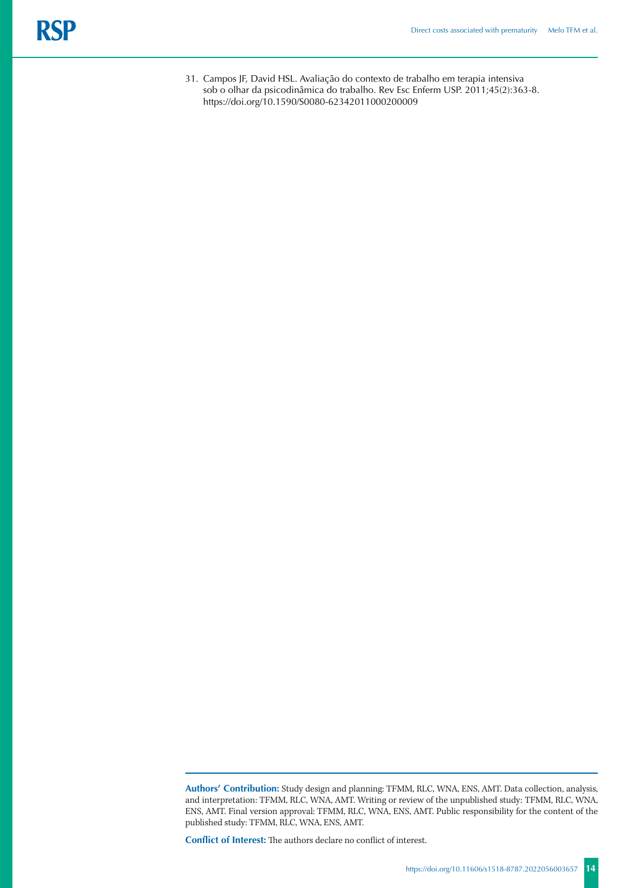31. Campos JF, David HSL. Avaliação do contexto de trabalho em terapia intensiva sob o olhar da psicodinâmica do trabalho. Rev Esc Enferm USP. 2011;45(2):363-8. https://doi.org/10.1590/S0080-62342011000200009

**Authors' Contribution:** Study design and planning: TFMM, RLC, WNA, ENS, AMT. Data collection, analysis, and interpretation: TFMM, RLC, WNA, AMT. Writing or review of the unpublished study: TFMM, RLC, WNA, ENS, AMT. Final version approval: TFMM, RLC, WNA, ENS, AMT. Public responsibility for the content of the published study: TFMM, RLC, WNA, ENS, AMT.

**Conflict of Interest:** The authors declare no conflict of interest.